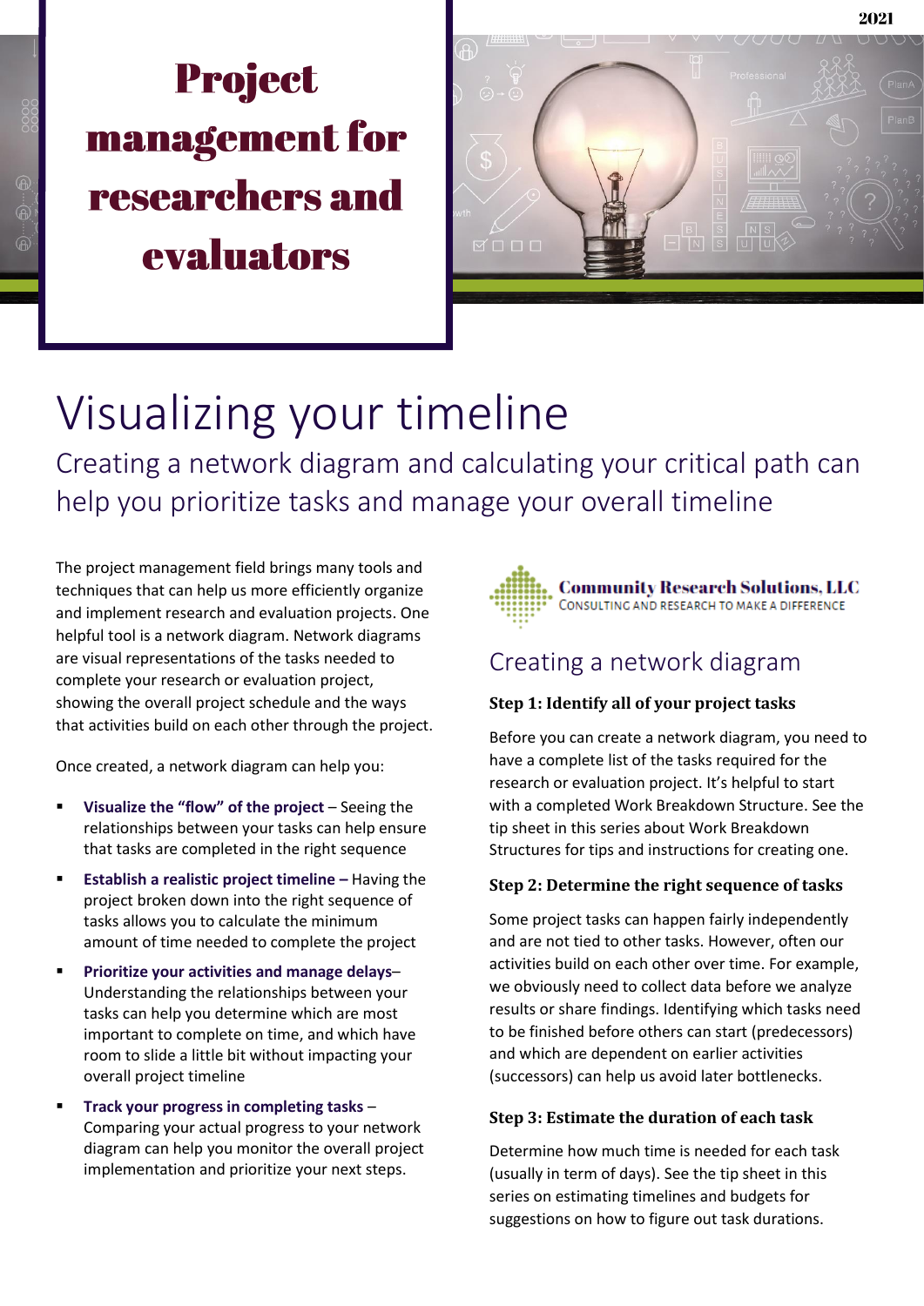2021

# Project management for researchers and evaluators

# Visualizing your timeline

Creating a network diagram and calculating your critical path can help you prioritize tasks and manage your overall timeline

The project management field brings many tools and techniques that can help us more efficiently organize and implement research and evaluation projects. One helpful tool is a network diagram. Network diagrams are visual representations of the tasks needed to complete your research or evaluation project, showing the overall project schedule and the ways that activities build on each other through the project.

Once created, a network diagram can help you:

- **Visualize the "flow" of the project** – Seeing the relationships between your tasks can help ensure that tasks are completed in the right sequence
- **Establish a realistic project timeline –** Having the project broken down into the right sequence of tasks allows you to calculate the minimum amount of time needed to complete the project
- **Prioritize your activities and manage delays**– Understanding the relationships between your tasks can help you determine which are most important to complete on time, and which have room to slide a little bit without impacting your overall project timeline
- **Track your progress in completing tasks** – Comparing your actual progress to your network diagram can help you monitor the overall project implementation and prioritize your next steps.

**Community Research Solutions, LLC**
CONSULTING AND RESEARCH TO MAKE A DIFFERENCE

## Creating a network diagram

### Step 1: Identify all of your project tasks

Before you can create a network diagram, you need to have a complete list of the tasks required for the research or evaluation project. It's helpful to start with a completed Work Breakdown Structure. See the tip sheet in this series about Work Breakdown Structures for tips and instructions for creating one.

### Step 2: Determine the right sequence of tasks

Some project tasks can happen fairly independently and are not tied to other tasks. However, often our activities build on each other over time. For example, we obviously need to collect data before we analyze results or share findings. Identifying which tasks need to be finished before others can start (predecessors) and which are dependent on earlier activities (successors) can help us avoid later bottlenecks.

### Step 3: Estimate the duration of each task

Determine how much time is needed for each task (usually in term of days). See the tip sheet in this series on estimating timelines and budgets for suggestions on how to figure out task durations.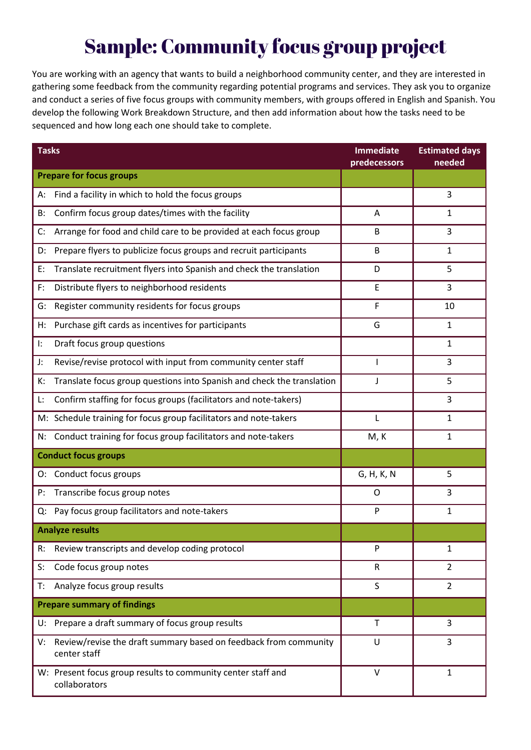# Sample: Community focus group project

You are working with an agency that wants to build a neighborhood community center, and they are interested in gathering some feedback from the community regarding potential programs and services. They ask you to organize and conduct a series of five focus groups with community members, with groups offered in English and Spanish. You develop the following Work Breakdown Structure, and then add information about how the tasks need to be sequenced and how long each one should take to complete.

| Tasks | Immediate predecessors | Estimated days needed |
|---|---|---|
| **Prepare for focus groups** | | |
| A: Find a facility in which to hold the focus groups | | 3 |
| B: Confirm focus group dates/times with the facility | A | 1 |
| C: Arrange for food and child care to be provided at each focus group | B | 3 |
| D: Prepare flyers to publicize focus groups and recruit participants | B | 1 |
| E: Translate recruitment flyers into Spanish and check the translation | D | 5 |
| F: Distribute flyers to neighborhood residents | E | 3 |
| G: Register community residents for focus groups | F | 10 |
| H: Purchase gift cards as incentives for participants | G | 1 |
| I: Draft focus group questions | | 1 |
| J: Revise/revise protocol with input from community center staff | I | 3 |
| K: Translate focus group questions into Spanish and check the translation | J | 5 |
| L: Confirm staffing for focus groups (facilitators and note-takers) | | 3 |
| M: Schedule training for focus group facilitators and note-takers | L | 1 |
| N: Conduct training for focus group facilitators and note-takers | M, K | 1 |
| **Conduct focus groups** | | |
| O: Conduct focus groups | G, H, K, N | 5 |
| P: Transcribe focus group notes | O | 3 |
| Q: Pay focus group facilitators and note-takers | P | 1 |
| **Analyze results** | | |
| R: Review transcripts and develop coding protocol | P | 1 |
| S: Code focus group notes | R | 2 |
| T: Analyze focus group results | S | 2 |
| **Prepare summary of findings** | | |
| U: Prepare a draft summary of focus group results | T | 3 |
| V: Review/revise the draft summary based on feedback from community center staff | U | 3 |
| W: Present focus group results to community center staff and collaborators | V | 1 |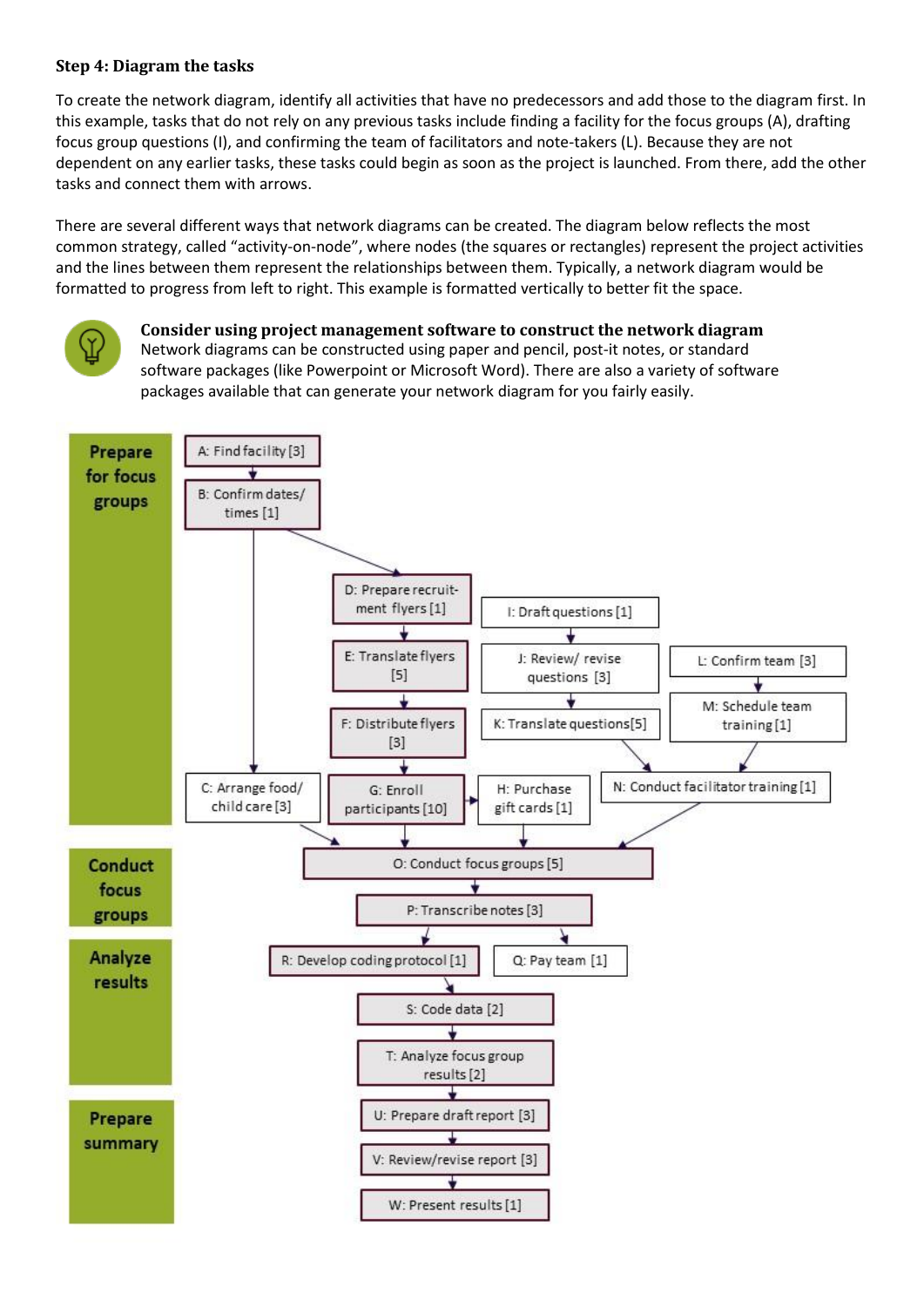**Step 4: Diagram the tasks**

To create the network diagram, identify all activities that have no predecessors and add those to the diagram first. In this example, tasks that do not rely on any previous tasks include finding a facility for the focus groups (A), drafting focus group questions (I), and confirming the team of facilitators and note-takers (L). Because they are not dependent on any earlier tasks, these tasks could begin as soon as the project is launched. From there, add the other tasks and connect them with arrows.

There are several different ways that network diagrams can be created. The diagram below reflects the most common strategy, called "activity-on-node", where nodes (the squares or rectangles) represent the project activities and the lines between them represent the relationships between them. Typically, a network diagram would be formatted to progress from left to right. This example is formatted vertically to better fit the space.

**Consider using project management software to construct the network diagram**
Network diagrams can be constructed using paper and pencil, post-it notes, or standard software packages (like Powerpoint or Microsoft Word). There are also a variety of software packages available that can generate your network diagram for you fairly easily.

**Prepare for focus groups**

A: Find facility [3]

B: Confirm dates/ times [1]

D: Prepare recruit-ment flyers [1]

I: Draft questions [1]

E: Translate flyers [5]

J: Review/ revise questions [3]

L: Confirm team [3]

F: Distribute flyers [3]

K: Translate questions[5]

M: Schedule team training [1]

C: Arrange food/ child care [3]

G: Enroll participants [10]

H: Purchase gift cards [1]

N: Conduct facilitator training [1]

**Conduct focus groups**

O: Conduct focus groups [5]

P: Transcribe notes [3]

**Analyze results**

R: Develop coding protocol [1]

Q: Pay team [1]

S: Code data [2]

T: Analyze focus group results [2]

**Prepare summary**

U: Prepare draft report [3]

V: Review/revise report [3]

W: Present results [1]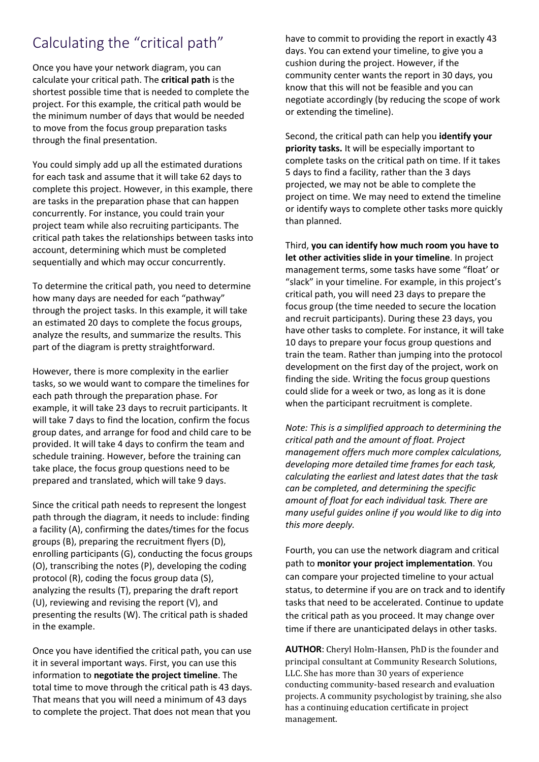## Calculating the "critical path"

Once you have your network diagram, you can calculate your critical path. The **critical path** is the shortest possible time that is needed to complete the project. For this example, the critical path would be the minimum number of days that would be needed to move from the focus group preparation tasks through the final presentation.

You could simply add up all the estimated durations for each task and assume that it will take 62 days to complete this project. However, in this example, there are tasks in the preparation phase that can happen concurrently. For instance, you could train your project team while also recruiting participants. The critical path takes the relationships between tasks into account, determining which must be completed sequentially and which may occur concurrently.

To determine the critical path, you need to determine how many days are needed for each "pathway" through the project tasks. In this example, it will take an estimated 20 days to complete the focus groups, analyze the results, and summarize the results. This part of the diagram is pretty straightforward.

However, there is more complexity in the earlier tasks, so we would want to compare the timelines for each path through the preparation phase. For example, it will take 23 days to recruit participants. It will take 7 days to find the location, confirm the focus group dates, and arrange for food and child care to be provided. It will take 4 days to confirm the team and schedule training. However, before the training can take place, the focus group questions need to be prepared and translated, which will take 9 days.

Since the critical path needs to represent the longest path through the diagram, it needs to include: finding a facility (A), confirming the dates/times for the focus groups (B), preparing the recruitment flyers (D), enrolling participants (G), conducting the focus groups (O), transcribing the notes (P), developing the coding protocol (R), coding the focus group data (S), analyzing the results (T), preparing the draft report (U), reviewing and revising the report (V), and presenting the results (W). The critical path is shaded in the example.

Once you have identified the critical path, you can use it in several important ways. First, you can use this information to **negotiate the project timeline**. The total time to move through the critical path is 43 days. That means that you will need a minimum of 43 days to complete the project. That does not mean that you have to commit to providing the report in exactly 43 days. You can extend your timeline, to give you a cushion during the project. However, if the community center wants the report in 30 days, you know that this will not be feasible and you can negotiate accordingly (by reducing the scope of work or extending the timeline).

Second, the critical path can help you **identify your priority tasks.** It will be especially important to complete tasks on the critical path on time. If it takes 5 days to find a facility, rather than the 3 days projected, we may not be able to complete the project on time. We may need to extend the timeline or identify ways to complete other tasks more quickly than planned.

Third, **you can identify how much room you have to let other activities slide in your timeline**. In project management terms, some tasks have some "float' or "slack" in your timeline. For example, in this project's critical path, you will need 23 days to prepare the focus group (the time needed to secure the location and recruit participants). During these 23 days, you have other tasks to complete. For instance, it will take 10 days to prepare your focus group questions and train the team. Rather than jumping into the protocol development on the first day of the project, work on finding the side. Writing the focus group questions could slide for a week or two, as long as it is done when the participant recruitment is complete.

*Note: This is a simplified approach to determining the critical path and the amount of float. Project management offers much more complex calculations, developing more detailed time frames for each task, calculating the earliest and latest dates that the task can be completed, and determining the specific amount of float for each individual task. There are many useful guides online if you would like to dig into this more deeply.*

Fourth, you can use the network diagram and critical path to **monitor your project implementation**. You can compare your projected timeline to your actual status, to determine if you are on track and to identify tasks that need to be accelerated. Continue to update the critical path as you proceed. It may change over time if there are unanticipated delays in other tasks.

**AUTHOR**: Cheryl Holm-Hansen, PhD is the founder and principal consultant at Community Research Solutions, LLC. She has more than 30 years of experience conducting community-based research and evaluation projects. A community psychologist by training, she also has a continuing education certificate in project management.